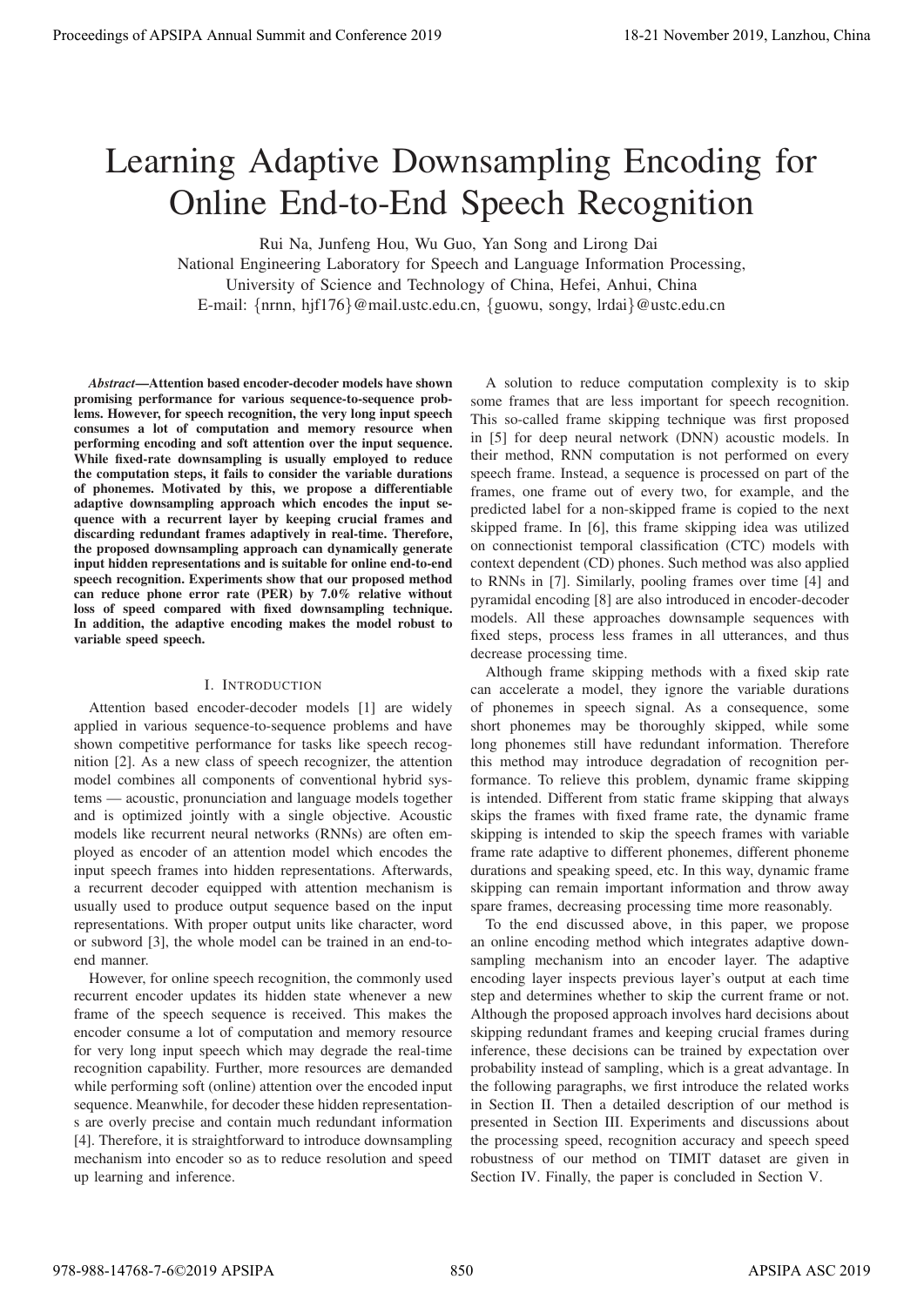# Learning Adaptive Downsampling Encoding for Online End-to-End Speech Recognition

Rui Na, Junfeng Hou, Wu Guo, Yan Song and Lirong Dai

National Engineering Laboratory for Speech and Language Information Processing,
University of Science and Technology of China, Hefei, Anhui, China
E-mail: {nrnn, hjf176}@mail.ustc.edu.cn, {guowu, songy, lrdai}@ustc.edu.cn

***Abstract*—Attention based encoder-decoder models have shown promising performance for various sequence-to-sequence problems. However, for speech recognition, the very long input speech consumes a lot of computation and memory resource when performing encoding and soft attention over the input sequence. While fixed-rate downsampling is usually employed to reduce the computation steps, it fails to consider the variable durations of phonemes. Motivated by this, we propose a differentiable adaptive downsampling approach which encodes the input sequence with a recurrent layer by keeping crucial frames and discarding redundant frames adaptively in real-time. Therefore, the proposed downsampling approach can dynamically generate input hidden representations and is suitable for online end-to-end speech recognition. Experiments show that our proposed method can reduce phone error rate (PER) by 7.0% relative without loss of speed compared with fixed downsampling technique. In addition, the adaptive encoding makes the model robust to variable speed speech.**

## I. Introduction

Attention based encoder-decoder models [1] are widely applied in various sequence-to-sequence problems and have shown competitive performance for tasks like speech recognition [2]. As a new class of speech recognizer, the attention model combines all components of conventional hybrid systems — acoustic, pronunciation and language models together and is optimized jointly with a single objective. Acoustic models like recurrent neural networks (RNNs) are often employed as encoder of an attention model which encodes the input speech frames into hidden representations. Afterwards, a recurrent decoder equipped with attention mechanism is usually used to produce output sequence based on the input representations. With proper output units like character, word or subword [3], the whole model can be trained in an end-to-end manner.

However, for online speech recognition, the commonly used recurrent encoder updates its hidden state whenever a new frame of the speech sequence is received. This makes the encoder consume a lot of computation and memory resource for very long input speech which may degrade the real-time recognition capability. Further, more resources are demanded while performing soft (online) attention over the encoded input sequence. Meanwhile, for decoder these hidden representations are overly precise and contain much redundant information [4]. Therefore, it is straightforward to introduce downsampling mechanism into encoder so as to reduce resolution and speed up learning and inference.

A solution to reduce computation complexity is to skip some frames that are less important for speech recognition. This so-called frame skipping technique was first proposed in [5] for deep neural network (DNN) acoustic models. In their method, RNN computation is not performed on every speech frame. Instead, a sequence is processed on part of the frames, one frame out of every two, for example, and the predicted label for a non-skipped frame is copied to the next skipped frame. In [6], this frame skipping idea was utilized on connectionist temporal classification (CTC) models with context dependent (CD) phones. Such method was also applied to RNNs in [7]. Similarly, pooling frames over time [4] and pyramidal encoding [8] are also introduced in encoder-decoder models. All these approaches downsample sequences with fixed steps, process less frames in all utterances, and thus decrease processing time.

Although frame skipping methods with a fixed skip rate can accelerate a model, they ignore the variable durations of phonemes in speech signal. As a consequence, some short phonemes may be thoroughly skipped, while some long phonemes still have redundant information. Therefore this method may introduce degradation of recognition performance. To relieve this problem, dynamic frame skipping is intended. Different from static frame skipping that always skips the frames with fixed frame rate, the dynamic frame skipping is intended to skip the speech frames with variable frame rate adaptive to different phonemes, different phoneme durations and speaking speed, etc. In this way, dynamic frame skipping can remain important information and throw away spare frames, decreasing processing time more reasonably.

To the end discussed above, in this paper, we propose an online encoding method which integrates adaptive downsampling mechanism into an encoder layer. The adaptive encoding layer inspects previous layer's output at each time step and determines whether to skip the current frame or not. Although the proposed approach involves hard decisions about skipping redundant frames and keeping crucial frames during inference, these decisions can be trained by expectation over probability instead of sampling, which is a great advantage. In the following paragraphs, we first introduce the related works in Section II. Then a detailed description of our method is presented in Section III. Experiments and discussions about the processing speed, recognition accuracy and speech speed robustness of our method on TIMIT dataset are given in Section IV. Finally, the paper is concluded in Section V.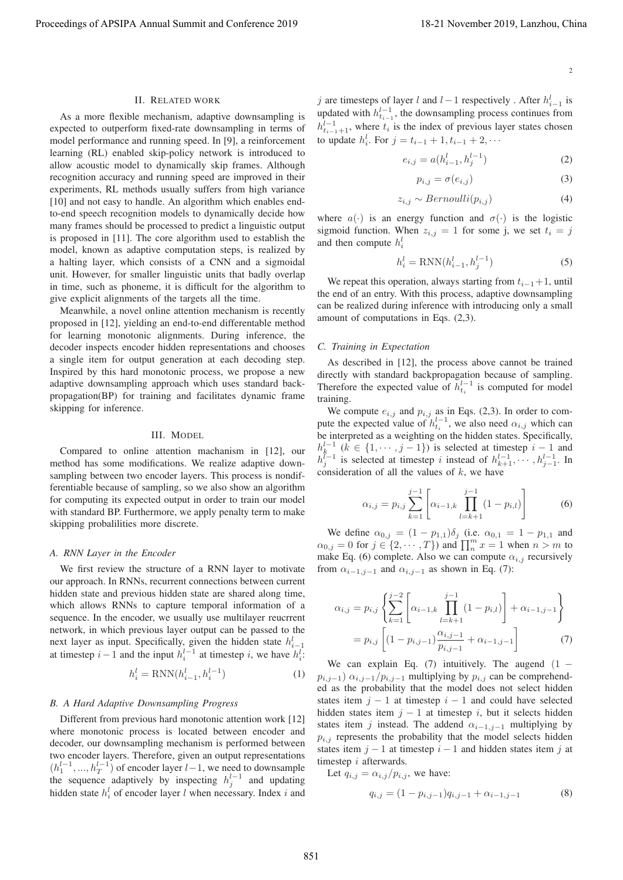## II. Related work

As a more flexible mechanism, adaptive downsampling is expected to outperform fixed-rate downsampling in terms of model performance and running speed. In [9], a reinforcement learning (RL) enabled skip-policy network is introduced to allow acoustic model to dynamically skip frames. Although recognition accuracy and running speed are improved in their experiments, RL methods usually suffers from high variance [10] and not easy to handle. An algorithm which enables end-to-end speech recognition models to dynamically decide how many frames should be processed to predict a linguistic output is proposed in [11]. The core algorithm used to establish the model, known as adaptive computation steps, is realized by a halting layer, which consists of a CNN and a sigmoidal unit. However, for smaller linguistic units that badly overlap in time, such as phoneme, it is difficult for the algorithm to give explicit alignments of the targets all the time.

Meanwhile, a novel online attention mechanism is recently proposed in [12], yielding an end-to-end differentable method for learning monotonic alignments. During inference, the decoder inspects encoder hidden representations and chooses a single item for output generation at each decoding step. Inspired by this hard monotonic process, we propose a new adaptive downsampling approach which uses standard backpropagation(BP) for training and facilitates dynamic frame skipping for inference.

## III. Model

Compared to online attention machanism in [12], our method has some modifications. We realize adaptive downsampling between two encoder layers. This process is nondifferentiable because of sampling, so we also show an algorithm for computing its expected output in order to train our model with standard BP. Furthermore, we apply penalty term to make skipping probalilities more discrete.

### A. RNN Layer in the Encoder

We first review the structure of a RNN layer to motivate our approach. In RNNs, recurrent connections between current hidden state and previous hidden state are shared along time, which allows RNNs to capture temporal information of a sequence. In the encoder, we usually use multilayer reucrrent network, in which previous layer output can be passed to the next layer as input. Specifically, given the hidden state $h_{i-1}^l$ at timestep $i-1$ and the input $h_i^{l-1}$ at timestep $i$, we have $h_i^l$:

$$h_i^l = \mathrm{RNN}(h_{i-1}^l, h_i^{l-1}) \tag{1}$$

### B. A Hard Adaptive Downsampling Progress

Different from previous hard monotonic attention work [12] where monotonic process is located between encoder and decoder, our downsampling mechanism is performed between two encoder layers. Therefore, given an output representations $(h_1^{l-1}, ..., h_T^{l-1})$ of encoder layer $l-1$, we need to downsample the sequence adaptively by inspecting $h_j^{l-1}$ and updating hidden state $h_i^l$ of encoder layer $l$ when necessary. Index $i$ and $j$ are timesteps of layer $l$ and $l-1$ respectively . After $h_{i-1}^l$ is updated with $h_{t_{i-1}}^{l-1}$, the downsampling process continues from $h_{t_{i-1}+1}^{l-1}$, where $t_i$ is the index of previous layer states chosen to update $h_i^l$. For $j = t_{i-1}+1, t_{i-1}+2, \cdots$

$$e_{i,j} = a(h_{i-1}^l, h_j^{l-1}) \tag{2}$$

$$p_{i,j} = \sigma(e_{i,j}) \tag{3}$$

$$z_{i,j} \sim Bernoulli(p_{i,j}) \tag{4}$$

where $a(\cdot)$ is an energy function and $\sigma(\cdot)$ is the logistic sigmoid function. When $z_{i,j} = 1$ for some j, we set $t_i = j$ and then compute $h_i^l$

$$h_i^l = \mathrm{RNN}(h_{i-1}^l, h_j^{l-1}) \tag{5}$$

We repeat this operation, always starting from $t_{i-1}+1$, until the end of an entry. With this process, adaptive downsampling can be realized during inference with introducing only a small amount of computations in Eqs. (2,3).

### C. Training in Expectation

As described in [12], the process above cannot be trained directly with standard backpropagation because of sampling. Therefore the expected value of $h_{t_i}^{l-1}$ is computed for model training.

We compute $e_{i,j}$ and $p_{i,j}$ as in Eqs. (2,3). In order to compute the expected value of $h_{t_i}^{l-1}$, we also need $\alpha_{i,j}$ which can be interpreted as a weighting on the hidden states. Specifically, $h_k^{l-1}$ ($k \in \{1, \cdots, j-1\}$) is selected at timestep $i-1$ and $h_j^{l-1}$ is selected at timestep $i$ instead of $h_{k+1}^{l-1}, \cdots, h_{j-1}^{l-1}$. In consideration of all the values of $k$, we have

$$\alpha_{i,j} = p_{i,j} \sum_{k=1}^{j-1} \left[ \alpha_{i-1,k} \prod_{l=k+1}^{j-1} (1 - p_{i,l}) \right] \tag{6}$$

We define $\alpha_{0,j} = (1 - p_{1,1})\delta_j$ (i.e. $\alpha_{0,1} = 1 - p_{1,1}$ and $\alpha_{0,j} = 0$ for $j \in \{2, \cdots, T\}$) and $\prod_n^m x = 1$ when $n > m$ to make Eq. (6) complete. Also we can compute $\alpha_{i,j}$ recursively from $\alpha_{i-1,j-1}$ and $\alpha_{i,j-1}$ as shown in Eq. (7):

$$\begin{aligned} \alpha_{i,j} &= p_{i,j} \left\{ \sum_{k=1}^{j-2} \left[ \alpha_{i-1,k} \prod_{l=k+1}^{j-1} (1 - p_{i,l}) \right] + \alpha_{i-1,j-1} \right\} \\ &= p_{i,j} \left[ (1 - p_{i,j-1}) \frac{\alpha_{i,j-1}}{p_{i,j-1}} + \alpha_{i-1,j-1} \right] \end{aligned} \tag{7}$$

We can explain Eq. (7) intuitively. The augend $(1 - p_{i,j-1})\, \alpha_{i,j-1}/p_{i,j-1}$ multiplying by $p_{i,j}$ can be comprehended as the probability that the model does not select hidden states item $j-1$ at timestep $i-1$ and could have selected hidden states item $j-1$ at timestep $i$, but it selects hidden states item $j$ instead. The addend $\alpha_{i-1,j-1}$ multiplying by $p_{i,j}$ represents the probability that the model selects hidden states item $j-1$ at timestep $i-1$ and hidden states item $j$ at timestep $i$ afterwards.

Let $q_{i,j} = \alpha_{i,j}/p_{i,j}$, we have:

$$q_{i,j} = (1 - p_{i,j-1}) q_{i,j-1} + \alpha_{i-1,j-1} \tag{8}$$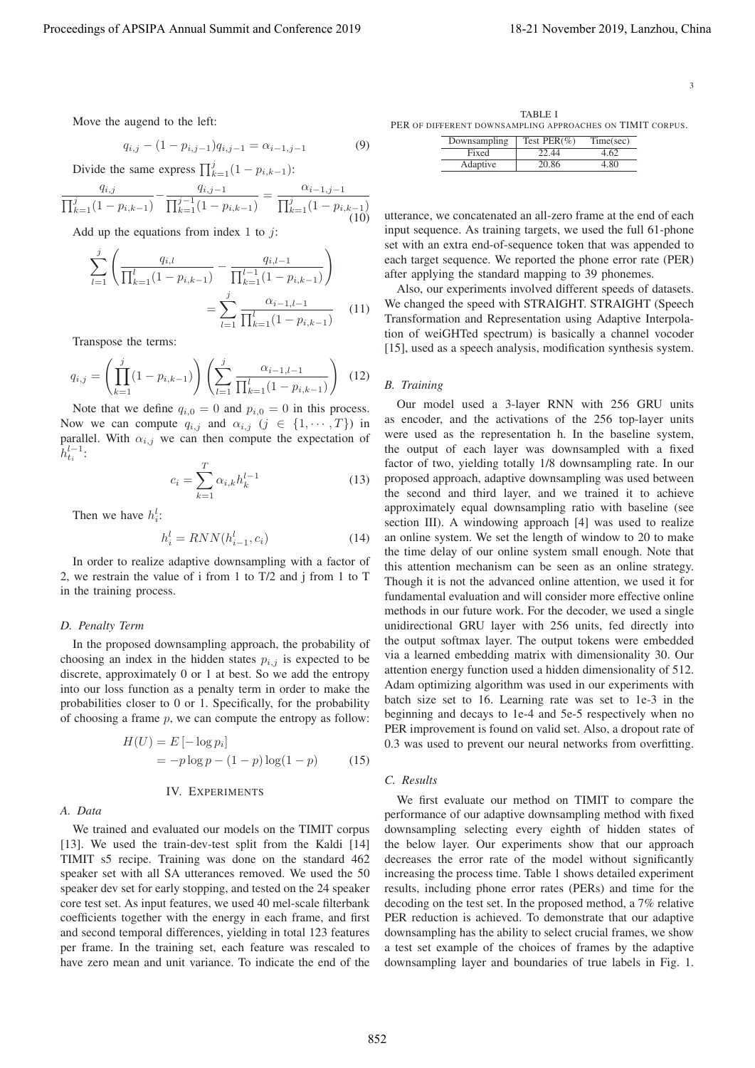Move the augend to the left:

$$q_{i,j} - (1 - p_{i,j-1})q_{i,j-1} = \alpha_{i-1,j-1} \tag{9}$$

Divide the same express $\prod_{k=1}^{j}(1 - p_{i,k-1})$:

$$\frac{q_{i,j}}{\prod_{k=1}^{j}(1 - p_{i,k-1})} - \frac{q_{i,j-1}}{\prod_{k=1}^{j-1}(1 - p_{i,k-1})} = \frac{\alpha_{i-1,j-1}}{\prod_{k=1}^{j}(1 - p_{i,k-1})} \tag{10}$$

Add up the equations from index 1 to $j$:

$$\sum_{l=1}^{j}\left(\frac{q_{i,l}}{\prod_{k=1}^{l}(1 - p_{i,k-1})} - \frac{q_{i,l-1}}{\prod_{k=1}^{l-1}(1 - p_{i,k-1})}\right) = \sum_{l=1}^{j}\frac{\alpha_{i-1,l-1}}{\prod_{k=1}^{l}(1 - p_{i,k-1})} \tag{11}$$

Transpose the terms:

$$q_{i,j} = \left(\prod_{k=1}^{j}(1 - p_{i,k-1})\right)\left(\sum_{l=1}^{j}\frac{\alpha_{i-1,l-1}}{\prod_{k=1}^{l}(1 - p_{i,k-1})}\right) \tag{12}$$

Note that we define $q_{i,0} = 0$ and $p_{i,0} = 0$ in this process. Now we can compute $q_{i,j}$ and $\alpha_{i,j}$ ($j \in \{1, \cdots, T\}$) in parallel. With $\alpha_{i,j}$ we can then compute the expectation of $h_{t_i}^{l-1}$:

$$c_i = \sum_{k=1}^{T}\alpha_{i,k}h_k^{l-1} \tag{13}$$

Then we have $h_i^l$:

$$h_i^l = RNN(h_{i-1}^l, c_i) \tag{14}$$

In order to realize adaptive downsampling with a factor of 2, we restrain the value of i from 1 to T/2 and j from 1 to T in the training process.

### D. Penalty Term

In the proposed downsampling approach, the probability of choosing an index in the hidden states $p_{i,j}$ is expected to be discrete, approximately 0 or 1 at best. So we add the entropy into our loss function as a penalty term in order to make the probabilities closer to 0 or 1. Specifically, for the probability of choosing a frame $p$, we can compute the entropy as follow:

$$\begin{aligned} H(U) &= E\left[-\log p_i\right] \\ &= -p\log p - (1-p)\log(1-p) \end{aligned} \tag{15}$$

## IV. Experiments

### A. Data

We trained and evaluated our models on the TIMIT corpus [13]. We used the train-dev-test split from the Kaldi [14] TIMIT s5 recipe. Training was done on the standard 462 speaker set with all SA utterances removed. We used the 50 speaker dev set for early stopping, and tested on the 24 speaker core test set. As input features, we used 40 mel-scale filterbank coefficients together with the energy in each frame, and first and second temporal differences, yielding in total 123 features per frame. In the training set, each feature was rescaled to have zero mean and unit variance. To indicate the end of the utterance, we concatenated an all-zero frame at the end of each input sequence. As training targets, we used the full 61-phone set with an extra end-of-sequence token that was appended to each target sequence. We reported the phone error rate (PER) after applying the standard mapping to 39 phonemes.

Also, our experiments involved different speeds of datasets. We changed the speed with STRAIGHT. STRAIGHT (Speech Transformation and Representation using Adaptive Interpolation of weiGHTed spectrum) is basically a channel vocoder [15], used as a speech analysis, modification synthesis system.

TABLE I
PER of different downsampling approaches on TIMIT corpus.

| Downsampling | Test PER(%) | Time(sec) |
|---|---|---|
| Fixed | 22.44 | 4.62 |
| Adaptive | 20.86 | 4.80 |

### B. Training

Our model used a 3-layer RNN with 256 GRU units as encoder, and the activations of the 256 top-layer units were used as the representation h. In the baseline system, the output of each layer was downsampled with a fixed factor of two, yielding totally 1/8 downsampling rate. In our proposed approach, adaptive downsampling was used between the second and third layer, and we trained it to achieve approximately equal downsampling ratio with baseline (see section III). A windowing approach [4] was used to realize an online system. We set the length of window to 20 to make the time delay of our online system small enough. Note that this attention mechanism can be seen as an online strategy. Though it is not the advanced online attention, we used it for fundamental evaluation and will consider more effective online methods in our future work. For the decoder, we used a single unidirectional GRU layer with 256 units, fed directly into the output softmax layer. The output tokens were embedded via a learned embedding matrix with dimensionality 30. Our attention energy function used a hidden dimensionality of 512. Adam optimizing algorithm was used in our experiments with batch size set to 16. Learning rate was set to 1e-3 in the beginning and decays to 1e-4 and 5e-5 respectively when no PER improvement is found on valid set. Also, a dropout rate of 0.3 was used to prevent our neural networks from overfitting.

### C. Results

We first evaluate our method on TIMIT to compare the performance of our adaptive downsampling method with fixed downsampling selecting every eighth of hidden states of the below layer. Our experiments show that our approach decreases the error rate of the model without significantly increasing the process time. Table 1 shows detailed experiment results, including phone error rates (PERs) and time for the decoding on the test set. In the proposed method, a 7% relative PER reduction is achieved. To demonstrate that our adaptive downsampling has the ability to select crucial frames, we show a test set example of the choices of frames by the adaptive downsampling layer and boundaries of true labels in Fig. 1.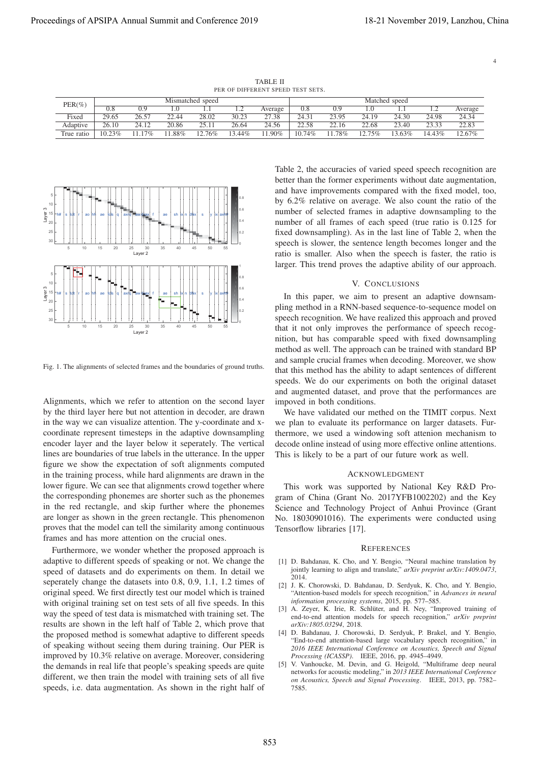TABLE II
PER OF DIFFERENT SPEED TEST SETS.

| PER(%) | Mismatched speed | | | | | | Matched speed | | | | | |
|---|---|---|---|---|---|---|---|---|---|---|---|---|
| | 0.8 | 0.9 | 1.0 | 1.1 | 1.2 | Average | 0.8 | 0.9 | 1.0 | 1.1 | 1.2 | Average |
| Fixed | 29.65 | 26.57 | 22.44 | 28.02 | 30.23 | 27.38 | 24.31 | 23.95 | 24.19 | 24.30 | 24.98 | 24.34 |
| Adaptive | 26.10 | 24.12 | 20.86 | 25.11 | 26.64 | 24.56 | 22.58 | 22.16 | 22.68 | 23.40 | 23.33 | 22.83 |
| True ratio | 10.23% | 11.17% | 11.88% | 12.76% | 13.44% | 11.90% | 10.74% | 11.78% | 12.75% | 13.63% | 14.43% | 12.67% |

Fig. 1. The alignments of selected frames and the boundaries of ground truths.

Alignments, which we refer to attention on the second layer by the third layer here but not attention in decoder, are drawn in the way we can visualize attention. The y-coordinate and x-coordinate represent timesteps in the adaptive downsampling encoder layer and the layer below it seperately. The vertical lines are boundaries of true labels in the utterance. In the upper figure we show the expectation of soft alignments computed in the training process, while hard alignments are drawn in the lower figure. We can see that alignments crowd together where the corresponding phonemes are shorter such as the phonemes in the red rectangle, and skip further where the phonemes are longer as shown in the green rectangle. This phenomenon proves that the model can tell the similarity among continuous frames and has more attention on the crucial ones.

Furthermore, we wonder whether the proposed approach is adaptive to different speeds of speaking or not. We change the speed of datasets and do experiments on them. In detail we seperately change the datasets into 0.8, 0.9, 1.1, 1.2 times of original speed. We first directly test our model which is trained with original training set on test sets of all five speeds. In this way the speed of test data is mismatched with training set. The results are shown in the left half of Table 2, which prove that the proposed method is somewhat adaptive to different speeds of speaking without seeing them during training. Our PER is improved by 10.3% relative on average. Moreover, considering the demands in real life that people's speaking speeds are quite different, we then train the model with training sets of all five speeds, i.e. data augmentation. As shown in the right half of Table 2, the accuracies of varied speed speech recognition are better than the former experiments without date augmentation, and have improvements compared with the fixed model, too, by 6.2% relative on average. We also count the ratio of the number of selected frames in adaptive downsampling to the number of all frames of each speed (true ratio is 0.125 for fixed downsampling). As in the last line of Table 2, when the speech is slower, the sentence length becomes longer and the ratio is smaller. Also when the speech is faster, the ratio is larger. This trend proves the adaptive ability of our approach.

## V. Conclusions

In this paper, we aim to present an adaptive downsampling method in a RNN-based sequence-to-sequence model on speech recognition. We have realized this approach and proved that it not only improves the performance of speech recognition, but has comparable speed with fixed downsampling method as well. The approach can be trained with standard BP and sample crucial frames when decoding. Moreover, we show that this method has the ability to adapt sentences of different speeds. We do our experiments on both the original dataset and augmented dataset, and prove that the performances are impoved in both conditions.

We have validated our methed on the TIMIT corpus. Next we plan to evaluate its performance on larger datasets. Furthermore, we used a windowing soft attenion mechanism to decode online instead of using more effective online attentions. This is likely to be a part of our future work as well.

## Acknowledgment

This work was supported by National Key R&D Program of China (Grant No. 2017YFB1002202) and the Key Science and Technology Project of Anhui Province (Grant No. 18030901016). The experiments were conducted using Tensorflow libraries [17].

## References

[1] D. Bahdanau, K. Cho, and Y. Bengio, "Neural machine translation by jointly learning to align and translate," *arXiv preprint arXiv:1409.0473*, 2014.

[2] J. K. Chorowski, D. Bahdanau, D. Serdyuk, K. Cho, and Y. Bengio, "Attention-based models for speech recognition," in *Advances in neural information processing systems*, 2015, pp. 577–585.

[3] A. Zeyer, K. Irie, R. Schlüter, and H. Ney, "Improved training of end-to-end attention models for speech recognition," *arXiv preprint arXiv:1805.03294*, 2018.

[4] D. Bahdanau, J. Chorowski, D. Serdyuk, P. Brakel, and Y. Bengio, "End-to-end attention-based large vocabulary speech recognition," in *2016 IEEE International Conference on Acoustics, Speech and Signal Processing (ICASSP)*. IEEE, 2016, pp. 4945–4949.

[5] V. Vanhoucke, M. Devin, and G. Heigold, "Multiframe deep neural networks for acoustic modeling," in *2013 IEEE International Conference on Acoustics, Speech and Signal Processing*. IEEE, 2013, pp. 7582–7585.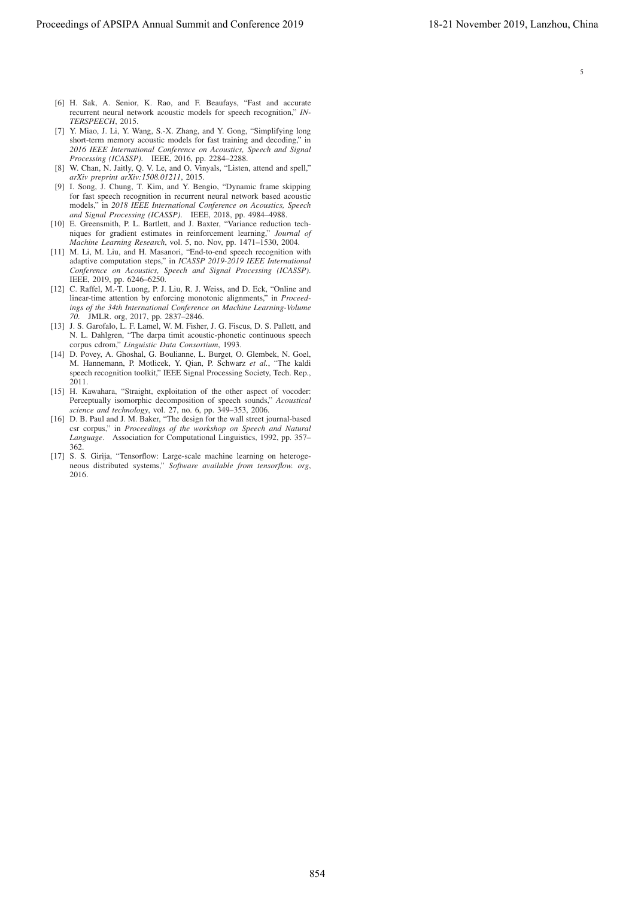[6] H. Sak, A. Senior, K. Rao, and F. Beaufays, "Fast and accurate recurrent neural network acoustic models for speech recognition," *INTERSPEECH*, 2015.

[7] Y. Miao, J. Li, Y. Wang, S.-X. Zhang, and Y. Gong, "Simplifying long short-term memory acoustic models for fast training and decoding," in *2016 IEEE International Conference on Acoustics, Speech and Signal Processing (ICASSP)*. IEEE, 2016, pp. 2284–2288.

[8] W. Chan, N. Jaitly, Q. V. Le, and O. Vinyals, "Listen, attend and spell," *arXiv preprint arXiv:1508.01211*, 2015.

[9] I. Song, J. Chung, T. Kim, and Y. Bengio, "Dynamic frame skipping for fast speech recognition in recurrent neural network based acoustic models," in *2018 IEEE International Conference on Acoustics, Speech and Signal Processing (ICASSP)*. IEEE, 2018, pp. 4984–4988.

[10] E. Greensmith, P. L. Bartlett, and J. Baxter, "Variance reduction techniques for gradient estimates in reinforcement learning," *Journal of Machine Learning Research*, vol. 5, no. Nov, pp. 1471–1530, 2004.

[11] M. Li, M. Liu, and H. Masanori, "End-to-end speech recognition with adaptive computation steps," in *ICASSP 2019-2019 IEEE International Conference on Acoustics, Speech and Signal Processing (ICASSP)*. IEEE, 2019, pp. 6246–6250.

[12] C. Raffel, M.-T. Luong, P. J. Liu, R. J. Weiss, and D. Eck, "Online and linear-time attention by enforcing monotonic alignments," in *Proceedings of the 34th International Conference on Machine Learning-Volume 70*. JMLR. org, 2017, pp. 2837–2846.

[13] J. S. Garofalo, L. F. Lamel, W. M. Fisher, J. G. Fiscus, D. S. Pallett, and N. L. Dahlgren, "The darpa timit acoustic-phonetic continuous speech corpus cdrom," *Linguistic Data Consortium*, 1993.

[14] D. Povey, A. Ghoshal, G. Boulianne, L. Burget, O. Glembek, N. Goel, M. Hannemann, P. Motlicek, Y. Qian, P. Schwarz *et al.*, "The kaldi speech recognition toolkit," IEEE Signal Processing Society, Tech. Rep., 2011.

[15] H. Kawahara, "Straight, exploitation of the other aspect of vocoder: Perceptually isomorphic decomposition of speech sounds," *Acoustical science and technology*, vol. 27, no. 6, pp. 349–353, 2006.

[16] D. B. Paul and J. M. Baker, "The design for the wall street journal-based csr corpus," in *Proceedings of the workshop on Speech and Natural Language*. Association for Computational Linguistics, 1992, pp. 357–362.

[17] S. S. Girija, "Tensorflow: Large-scale machine learning on heterogeneous distributed systems," *Software available from tensorflow. org*, 2016.